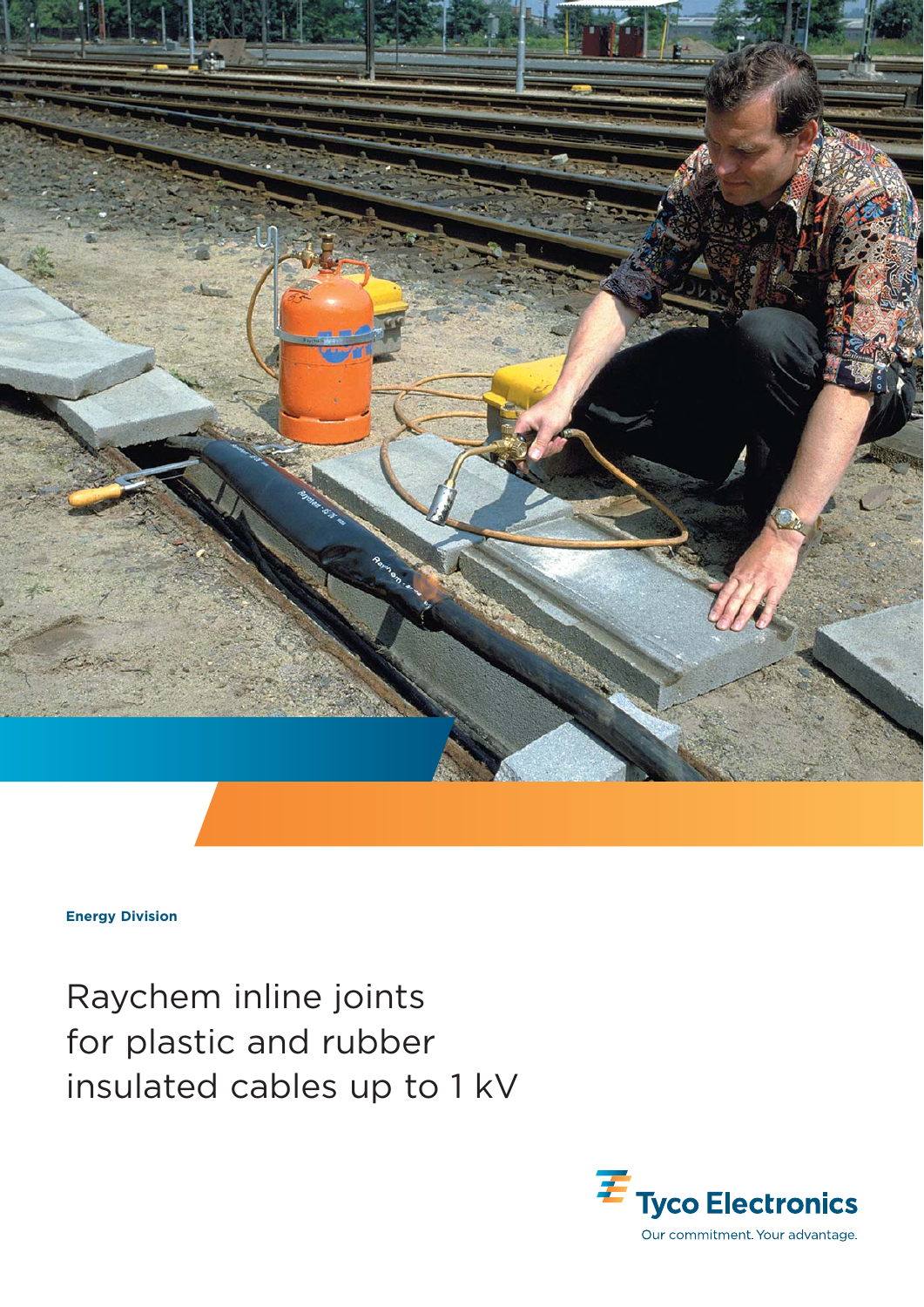Energy Division

# Raychem inline joints for plastic and rubber insulated cables up to 1 kV

Tyco Electronics

Our commitment. Your advantage.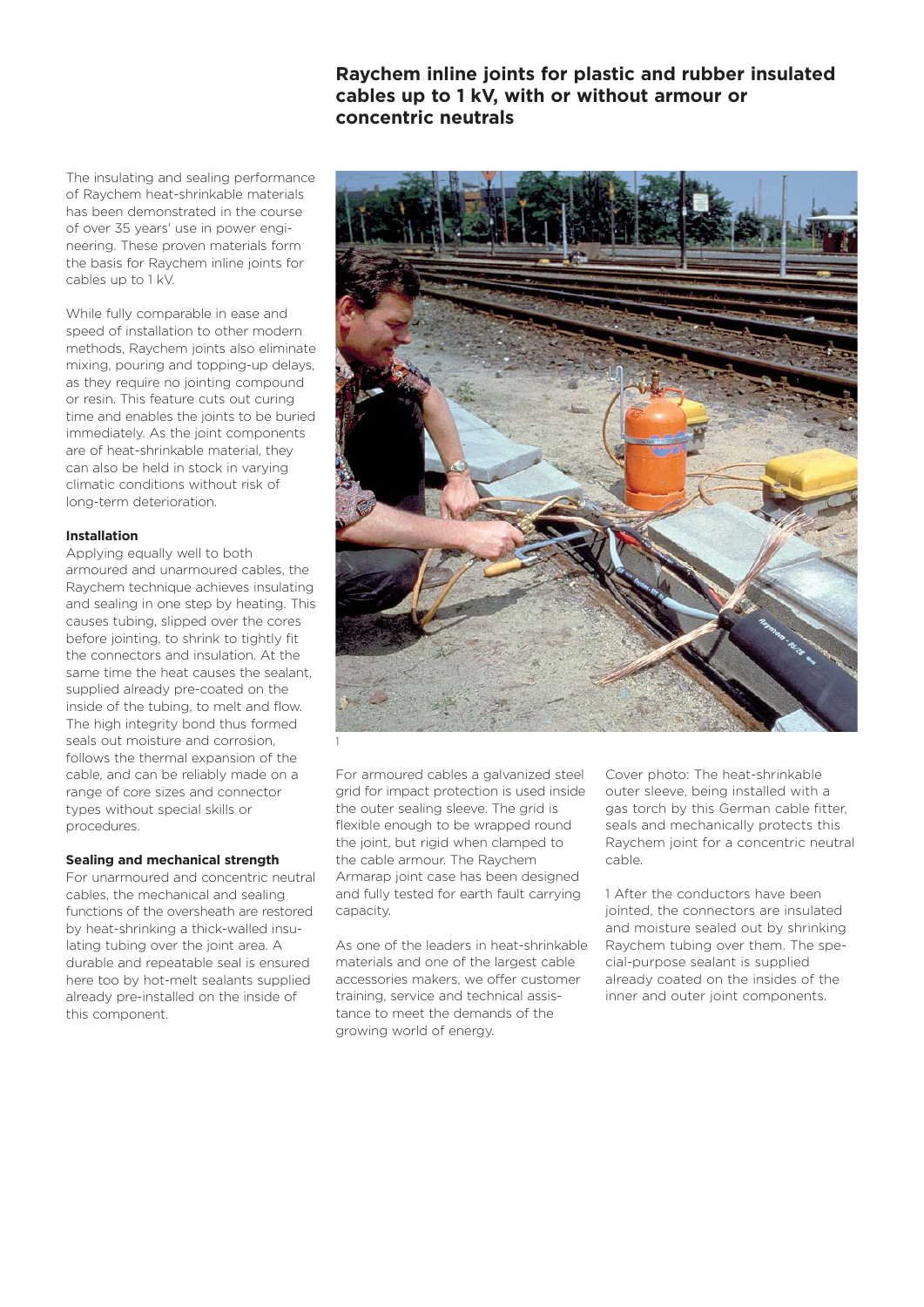# Raychem inline joints for plastic and rubber insulated cables up to 1 kV, with or without armour or concentric neutrals

The insulating and sealing performance of Raychem heat-shrinkable materials has been demonstrated in the course of over 35 years' use in power engineering. These proven materials form the basis for Raychem inline joints for cables up to 1 kV.

While fully comparable in ease and speed of installation to other modern methods, Raychem joints also eliminate mixing, pouring and topping-up delays, as they require no jointing compound or resin. This feature cuts out curing time and enables the joints to be buried immediately. As the joint components are of heat-shrinkable material, they can also be held in stock in varying climatic conditions without risk of long-term deterioration.

### Installation

Applying equally well to both armoured and unarmoured cables, the Raychem technique achieves insulating and sealing in one step by heating. This causes tubing, slipped over the cores before jointing, to shrink to tightly fit the connectors and insulation. At the same time the heat causes the sealant, supplied already pre-coated on the inside of the tubing, to melt and flow. The high integrity bond thus formed seals out moisture and corrosion, follows the thermal expansion of the cable, and can be reliably made on a range of core sizes and connector types without special skills or procedures.

### Sealing and mechanical strength

For unarmoured and concentric neutral cables, the mechanical and sealing functions of the oversheath are restored by heat-shrinking a thick-walled insulating tubing over the joint area. A durable and repeatable seal is ensured here too by hot-melt sealants supplied already pre-installed on the inside of this component.

1

For armoured cables a galvanized steel grid for impact protection is used inside the outer sealing sleeve. The grid is flexible enough to be wrapped round the joint, but rigid when clamped to the cable armour. The Raychem Armarap joint case has been designed and fully tested for earth fault carrying capacity.

As one of the leaders in heat-shrinkable materials and one of the largest cable accessories makers, we offer customer training, service and technical assistance to meet the demands of the growing world of energy.

Cover photo: The heat-shrinkable outer sleeve, being installed with a gas torch by this German cable fitter, seals and mechanically protects this Raychem joint for a concentric neutral cable.

1 After the conductors have been jointed, the connectors are insulated and moisture sealed out by shrinking Raychem tubing over them. The special-purpose sealant is supplied already coated on the insides of the inner and outer joint components.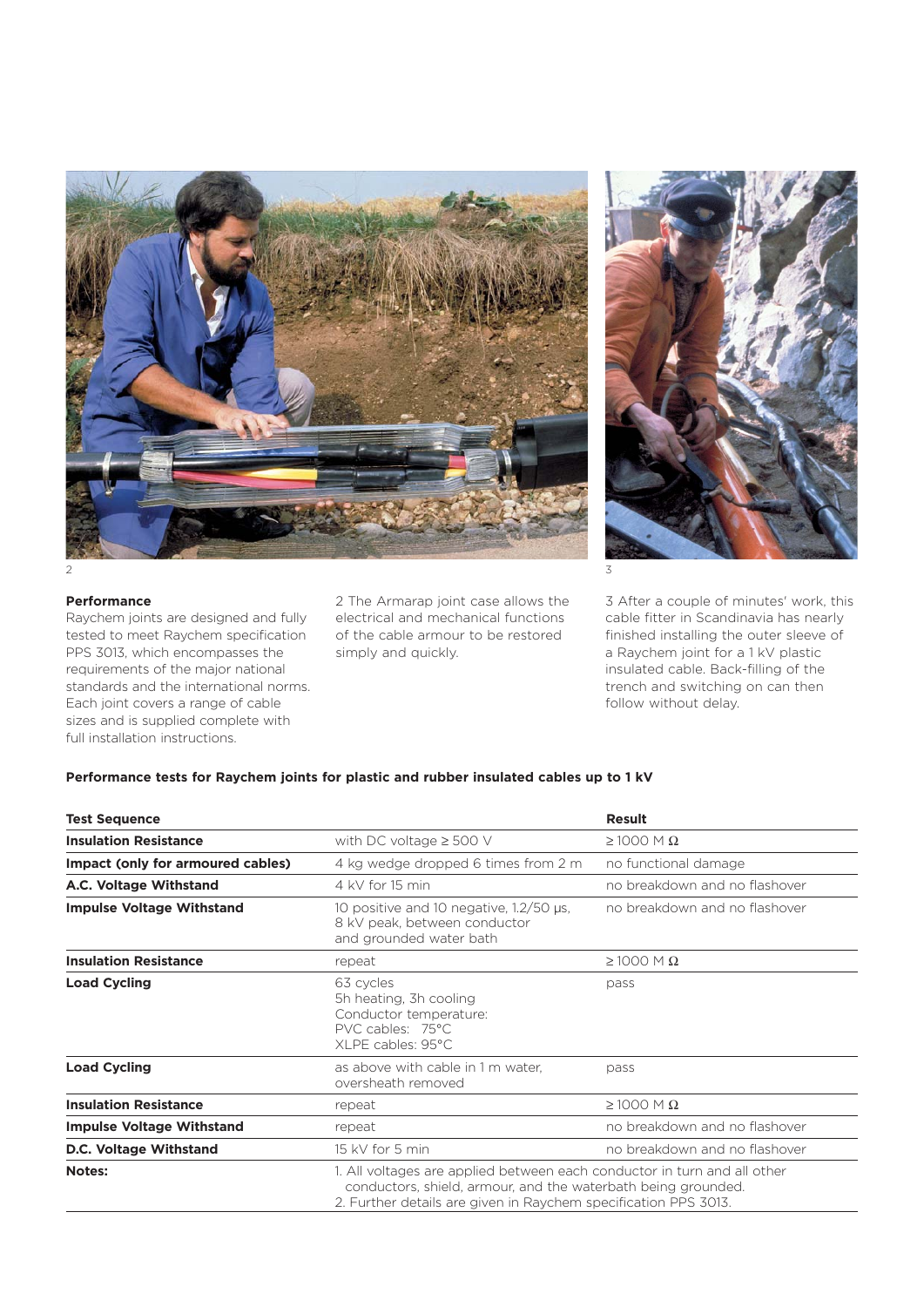2

3

**Performance**

Raychem joints are designed and fully tested to meet Raychem specification PPS 3013, which encompasses the requirements of the major national standards and the international norms. Each joint covers a range of cable sizes and is supplied complete with full installation instructions.

2 The Armarap joint case allows the electrical and mechanical functions of the cable armour to be restored simply and quickly.

3 After a couple of minutes' work, this cable fitter in Scandinavia has nearly finished installing the outer sleeve of a Raychem joint for a 1 kV plastic insulated cable. Back-filling of the trench and switching on can then follow without delay.

**Performance tests for Raychem joints for plastic and rubber insulated cables up to 1 kV**

| Test Sequence | | Result |
|---|---|---|
| **Insulation Resistance** | with DC voltage ≥ 500 V | ≥ 1000 M Ω |
| **Impact (only for armoured cables)** | 4 kg wedge dropped 6 times from 2 m | no functional damage |
| **A.C. Voltage Withstand** | 4 kV for 15 min | no breakdown and no flashover |
| **Impulse Voltage Withstand** | 10 positive and 10 negative, 1.2/50 µs, 8 kV peak, between conductor and grounded water bath | no breakdown and no flashover |
| **Insulation Resistance** | repeat | ≥ 1000 M Ω |
| **Load Cycling** | 63 cycles<br>5h heating, 3h cooling<br>Conductor temperature:<br>PVC cables: 75°C<br>XLPE cables: 95°C | pass |
| **Load Cycling** | as above with cable in 1 m water, oversheath removed | pass |
| **Insulation Resistance** | repeat | ≥ 1000 M Ω |
| **Impulse Voltage Withstand** | repeat | no breakdown and no flashover |
| **D.C. Voltage Withstand** | 15 kV for 5 min | no breakdown and no flashover |
| **Notes:** | 1. All voltages are applied between each conductor in turn and all other conductors, shield, armour, and the waterbath being grounded.<br>2. Further details are given in Raychem specification PPS 3013. | |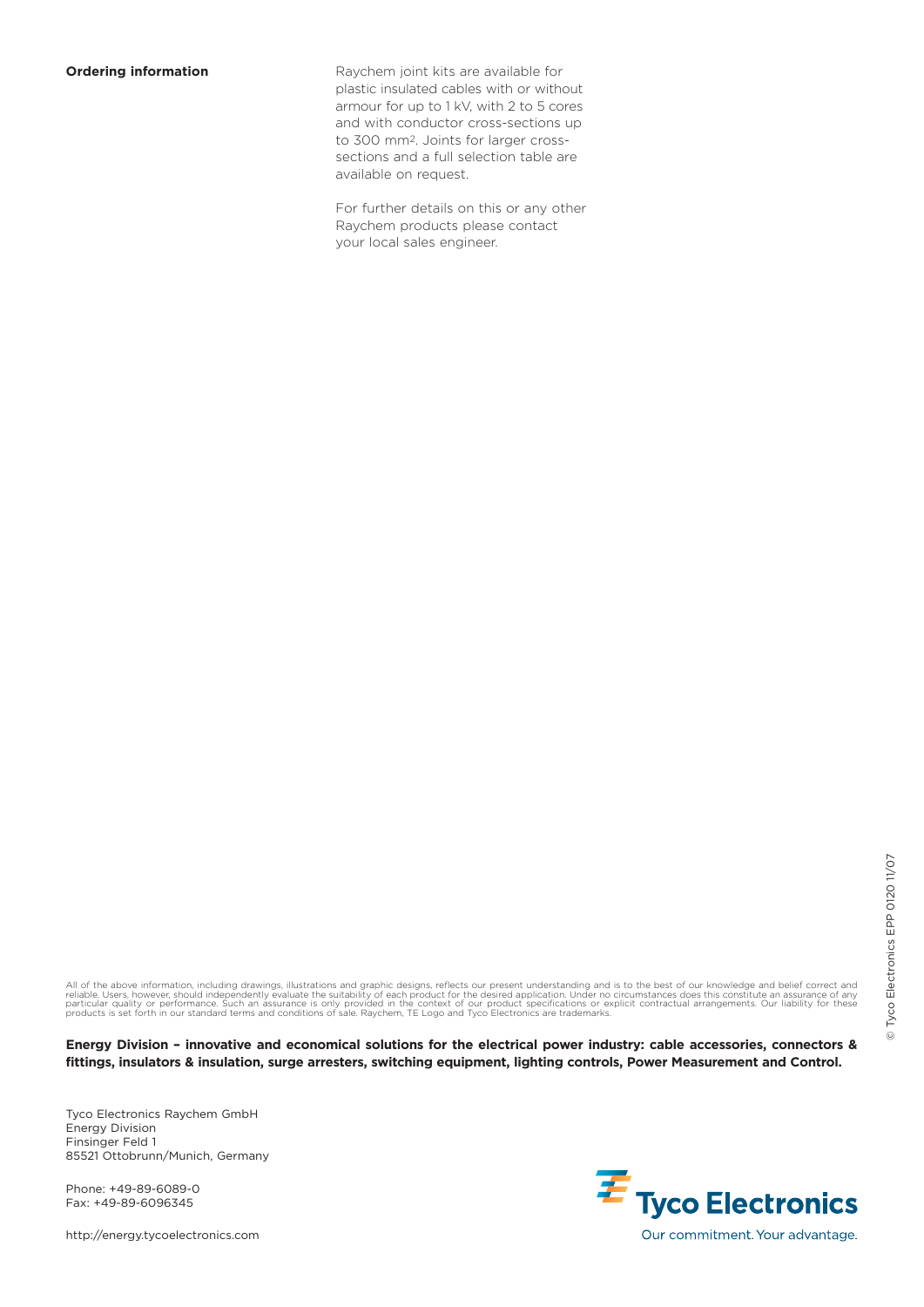**Ordering information**

Raychem joint kits are available for plastic insulated cables with or without armour for up to 1 kV, with 2 to 5 cores and with conductor cross-sections up to 300 mm². Joints for larger cross-sections and a full selection table are available on request.

For further details on this or any other Raychem products please contact your local sales engineer.

All of the above information, including drawings, illustrations and graphic designs, reflects our present understanding and is to the best of our knowledge and belief correct and reliable. Users, however, should independently evaluate the suitability of each product for the desired application. Under no circumstances does this constitute an assurance of any particular quality or performance. Such an assurance is only provided in the context of our product specifications or explicit contractual arrangements. Our liability for these products is set forth in our standard terms and conditions of sale. Raychem, TE Logo and Tyco Electronics are trademarks.

**Energy Division – innovative and economical solutions for the electrical power industry: cable accessories, connectors & fittings, insulators & insulation, surge arresters, switching equipment, lighting controls, Power Measurement and Control.**

Tyco Electronics Raychem GmbH
Energy Division
Finsinger Feld 1
85521 Ottobrunn/Munich, Germany

Phone: +49-89-6089-0
Fax: +49-89-6096345

http://energy.tycoelectronics.com

Tyco Electronics

Our commitment. Your advantage.

© Tyco Electronics EPP 0120 11/07